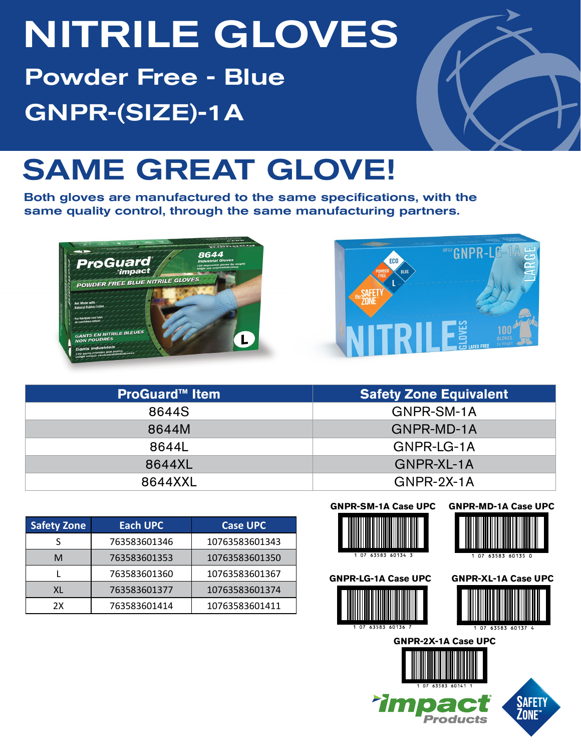# NITRILE GLOVES

## Powder Free - Blue

## GNPR-(SIZE)-1A

# SAME GREAT GLOVE!

**Both gloves are manufactured to the same specifications, with the same quality control, through the same manufacturing partners.**

| ProGuard™ Item | Safety Zone Equivalent |
|---|---|
| 8644S | GNPR-SM-1A |
| 8644M | GNPR-MD-1A |
| 8644L | GNPR-LG-1A |
| 8644XL | GNPR-XL-1A |
| 8644XXL | GNPR-2X-1A |

| Safety Zone | Each UPC | Case UPC |
|---|---|---|
| S | 763583601346 | 10763583601343 |
| M | 763583601353 | 10763583601350 |
| L | 763583601360 | 10763583601367 |
| XL | 763583601377 | 10763583601374 |
| 2X | 763583601414 | 10763583601411 |

**GNPR-SM-1A Case UPC**

1 07 63583 60134 3

**GNPR-MD-1A Case UPC**

1 07 63583 60135 0

**GNPR-LG-1A Case UPC**

1 07 63583 60136 7

**GNPR-XL-1A Case UPC**

1 07 63583 60137 4

**GNPR-2X-1A Case UPC**

1 07 63583 60141 1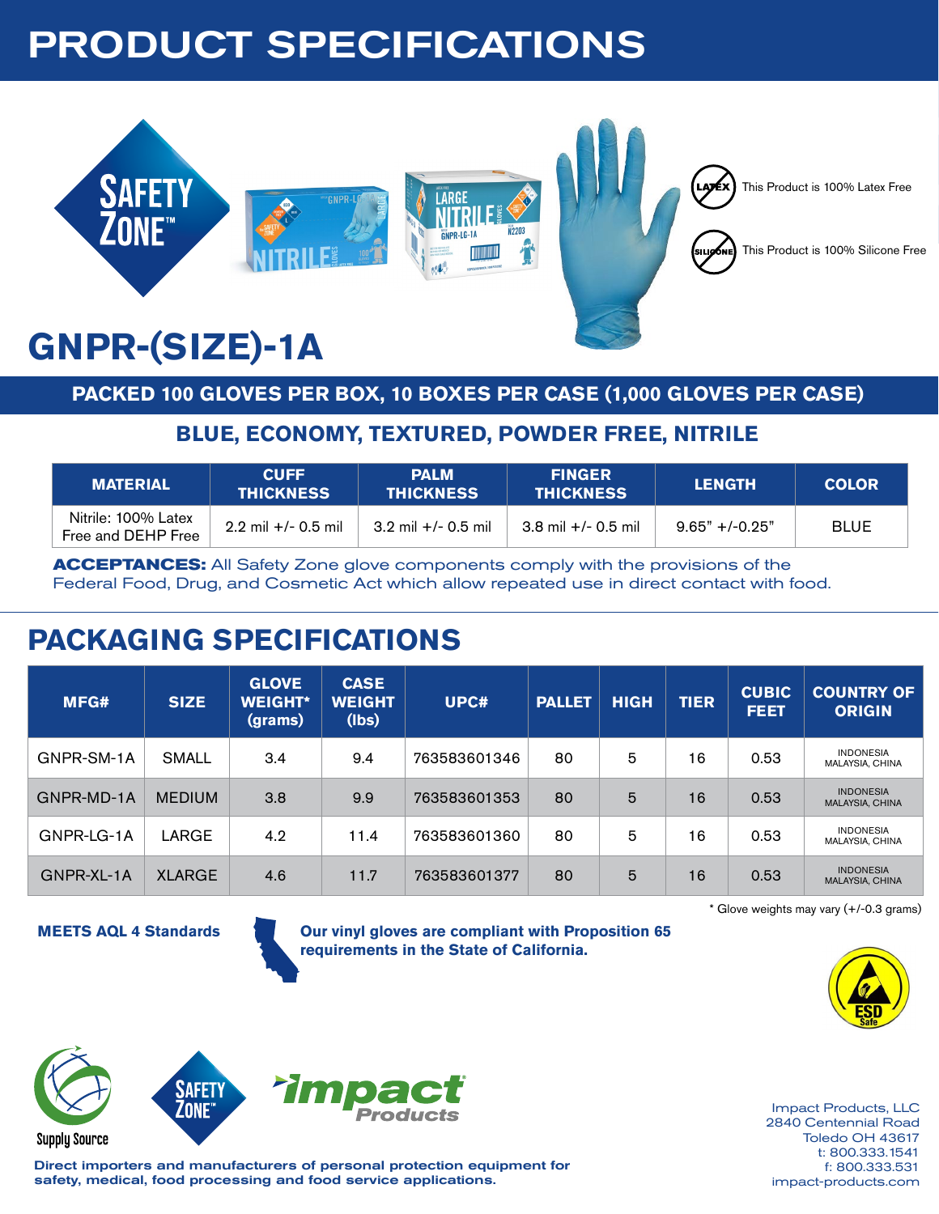# PRODUCT SPECIFICATIONS

This Product is 100% Latex Free

This Product is 100% Silicone Free

## GNPR-(SIZE)-1A

**PACKED 100 GLOVES PER BOX, 10 BOXES PER CASE (1,000 GLOVES PER CASE)**

### BLUE, ECONOMY, TEXTURED, POWDER FREE, NITRILE

| MATERIAL | CUFF THICKNESS | PALM THICKNESS | FINGER THICKNESS | LENGTH | COLOR |
|---|---|---|---|---|---|
| Nitrile: 100% Latex Free and DEHP Free | 2.2 mil +/- 0.5 mil | 3.2 mil +/- 0.5 mil | 3.8 mil +/- 0.5 mil | 9.65" +/-0.25" | BLUE |

**ACCEPTANCES:** All Safety Zone glove components comply with the provisions of the Federal Food, Drug, and Cosmetic Act which allow repeated use in direct contact with food.

## PACKAGING SPECIFICATIONS

| MFG# | SIZE | GLOVE WEIGHT* (grams) | CASE WEIGHT (lbs) | UPC# | PALLET | HIGH | TIER | CUBIC FEET | COUNTRY OF ORIGIN |
|---|---|---|---|---|---|---|---|---|---|
| GNPR-SM-1A | SMALL | 3.4 | 9.4 | 763583601346 | 80 | 5 | 16 | 0.53 | INDONESIA MALAYSIA, CHINA |
| GNPR-MD-1A | MEDIUM | 3.8 | 9.9 | 763583601353 | 80 | 5 | 16 | 0.53 | INDONESIA MALAYSIA, CHINA |
| GNPR-LG-1A | LARGE | 4.2 | 11.4 | 763583601360 | 80 | 5 | 16 | 0.53 | INDONESIA MALAYSIA, CHINA |
| GNPR-XL-1A | XLARGE | 4.6 | 11.7 | 763583601377 | 80 | 5 | 16 | 0.53 | INDONESIA MALAYSIA, CHINA |

* Glove weights may vary (+/-0.3 grams)

**MEETS AQL 4 Standards**

**Our vinyl gloves are compliant with Proposition 65 requirements in the State of California.**

**Direct importers and manufacturers of personal protection equipment for safety, medical, food processing and food service applications.**

Impact Products, LLC
2840 Centennial Road
Toledo OH 43617
t: 800.333.1541
f: 800.333.531
impact-products.com